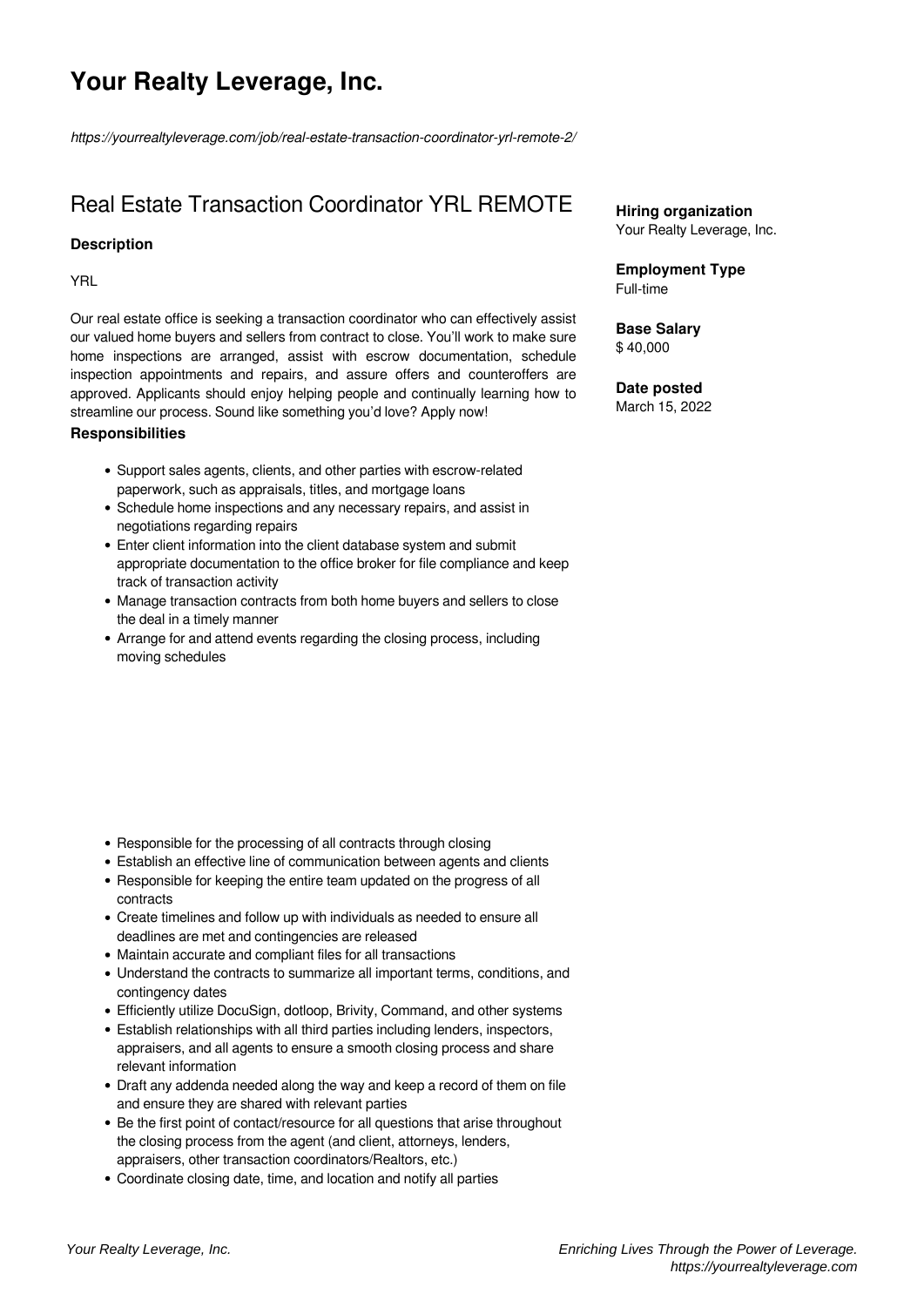# Your Realty Leverage, Inc.

*https://yourrealtyleverage.com/job/real-estate-transaction-coordinator-yrl-remote-2/*

## Real Estate Transaction Coordinator YRL REMOTE

**Hiring organization**
Your Realty Leverage, Inc.

**Employment Type**
Full-time

**Base Salary**
$ 40,000

**Date posted**
March 15, 2022

### Description

YRL

Our real estate office is seeking a transaction coordinator who can effectively assist our valued home buyers and sellers from contract to close. You'll work to make sure home inspections are arranged, assist with escrow documentation, schedule inspection appointments and repairs, and assure offers and counteroffers are approved. Applicants should enjoy helping people and continually learning how to streamline our process. Sound like something you'd love? Apply now!

### Responsibilities

- Support sales agents, clients, and other parties with escrow-related paperwork, such as appraisals, titles, and mortgage loans
- Schedule home inspections and any necessary repairs, and assist in negotiations regarding repairs
- Enter client information into the client database system and submit appropriate documentation to the office broker for file compliance and keep track of transaction activity
- Manage transaction contracts from both home buyers and sellers to close the deal in a timely manner
- Arrange for and attend events regarding the closing process, including moving schedules

- Responsible for the processing of all contracts through closing
- Establish an effective line of communication between agents and clients
- Responsible for keeping the entire team updated on the progress of all contracts
- Create timelines and follow up with individuals as needed to ensure all deadlines are met and contingencies are released
- Maintain accurate and compliant files for all transactions
- Understand the contracts to summarize all important terms, conditions, and contingency dates
- Efficiently utilize DocuSign, dotloop, Brivity, Command, and other systems
- Establish relationships with all third parties including lenders, inspectors, appraisers, and all agents to ensure a smooth closing process and share relevant information
- Draft any addenda needed along the way and keep a record of them on file and ensure they are shared with relevant parties
- Be the first point of contact/resource for all questions that arise throughout the closing process from the agent (and client, attorneys, lenders, appraisers, other transaction coordinators/Realtors, etc.)
- Coordinate closing date, time, and location and notify all parties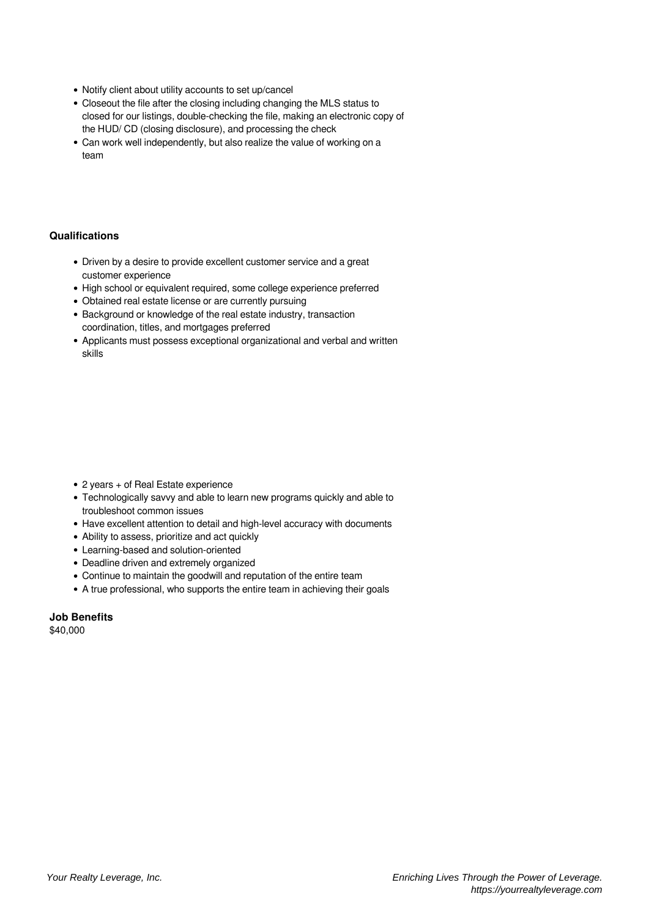- Notify client about utility accounts to set up/cancel
- Closeout the file after the closing including changing the MLS status to closed for our listings, double-checking the file, making an electronic copy of the HUD/ CD (closing disclosure), and processing the check
- Can work well independently, but also realize the value of working on a team

**Qualifications**

- Driven by a desire to provide excellent customer service and a great customer experience
- High school or equivalent required, some college experience preferred
- Obtained real estate license or are currently pursuing
- Background or knowledge of the real estate industry, transaction coordination, titles, and mortgages preferred
- Applicants must possess exceptional organizational and verbal and written skills

- 2 years + of Real Estate experience
- Technologically savvy and able to learn new programs quickly and able to troubleshoot common issues
- Have excellent attention to detail and high-level accuracy with documents
- Ability to assess, prioritize and act quickly
- Learning-based and solution-oriented
- Deadline driven and extremely organized
- Continue to maintain the goodwill and reputation of the entire team
- A true professional, who supports the entire team in achieving their goals

**Job Benefits**

$40,000